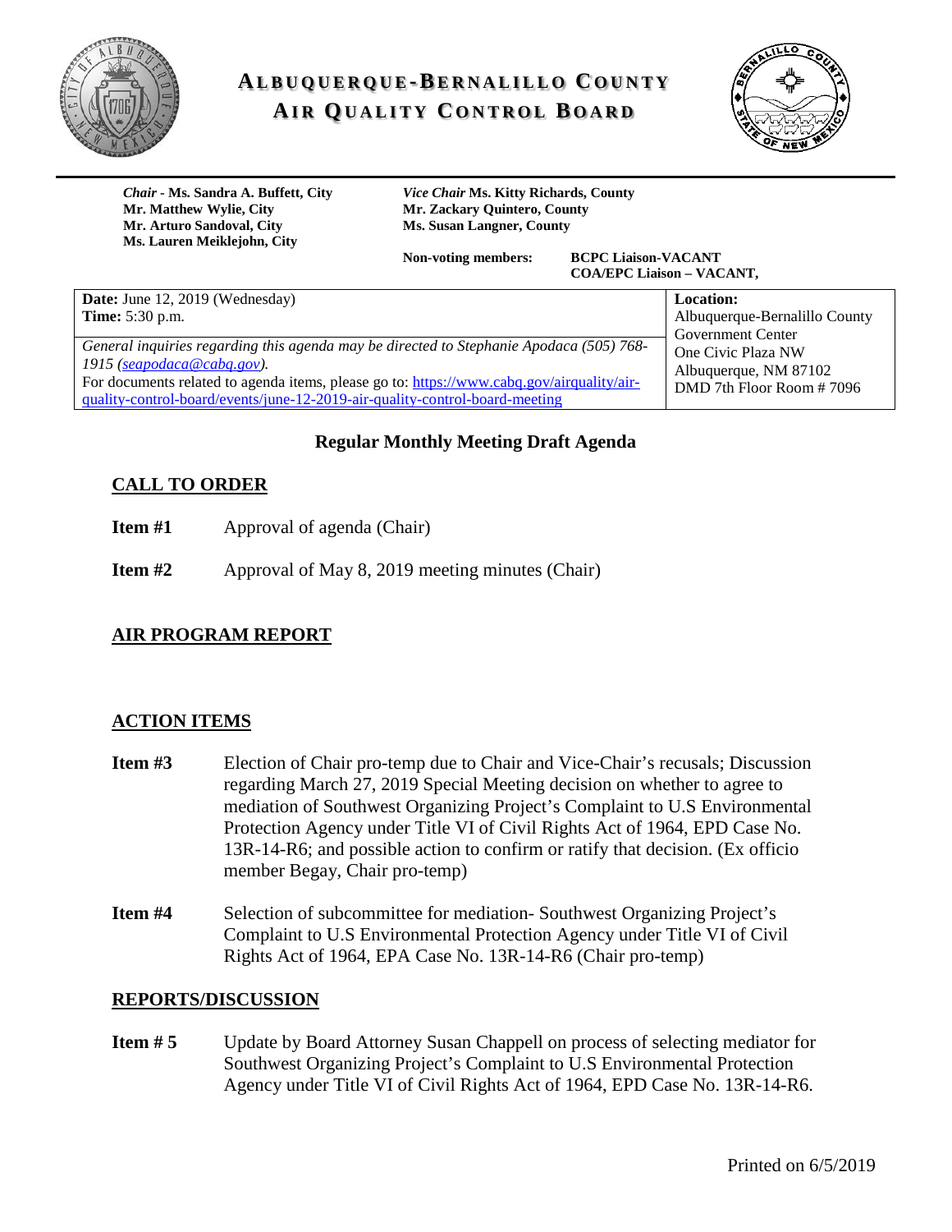# ALBUQUERQUE-BERNALILLO COUNTY AIR QUALITY CONTROL BOARD

***Chair*** **- Ms. Sandra A. Buffett, City**
**Mr. Matthew Wylie, City**
**Mr. Arturo Sandoval, City**
**Ms. Lauren Meiklejohn, City**

***Vice Chair*** **Ms. Kitty Richards, County**
**Mr. Zackary Quintero, County**
**Ms. Susan Langner, County**

**Non-voting members:** **BCPC Liaison-VACANT**
**COA/EPC Liaison – VACANT,**

| | |
|---|---|
| **Date:** June 12, 2019 (Wednesday)<br>**Time:** 5:30 p.m. | **Location:**<br>Albuquerque-Bernalillo County Government Center<br>One Civic Plaza NW<br>Albuquerque, NM 87102<br>DMD 7th Floor Room # 7096 |
| *General inquiries regarding this agenda may be directed to Stephanie Apodaca (505) 768-1915 (seapodaca@cabq.gov).*<br>For documents related to agenda items, please go to: https://www.cabq.gov/airquality/air-quality-control-board/events/june-12-2019-air-quality-control-board-meeting | |

## Regular Monthly Meeting Draft Agenda

### CALL TO ORDER

**Item #1** Approval of agenda (Chair)

**Item #2** Approval of May 8, 2019 meeting minutes (Chair)

### AIR PROGRAM REPORT

### ACTION ITEMS

**Item #3** Election of Chair pro-temp due to Chair and Vice-Chair's recusals; Discussion regarding March 27, 2019 Special Meeting decision on whether to agree to mediation of Southwest Organizing Project's Complaint to U.S Environmental Protection Agency under Title VI of Civil Rights Act of 1964, EPD Case No. 13R-14-R6; and possible action to confirm or ratify that decision. (Ex officio member Begay, Chair pro-temp)

**Item #4** Selection of subcommittee for mediation- Southwest Organizing Project's Complaint to U.S Environmental Protection Agency under Title VI of Civil Rights Act of 1964, EPA Case No. 13R-14-R6 (Chair pro-temp)

### REPORTS/DISCUSSION

**Item # 5** Update by Board Attorney Susan Chappell on process of selecting mediator for Southwest Organizing Project's Complaint to U.S Environmental Protection Agency under Title VI of Civil Rights Act of 1964, EPD Case No. 13R-14-R6.

Printed on 6/5/2019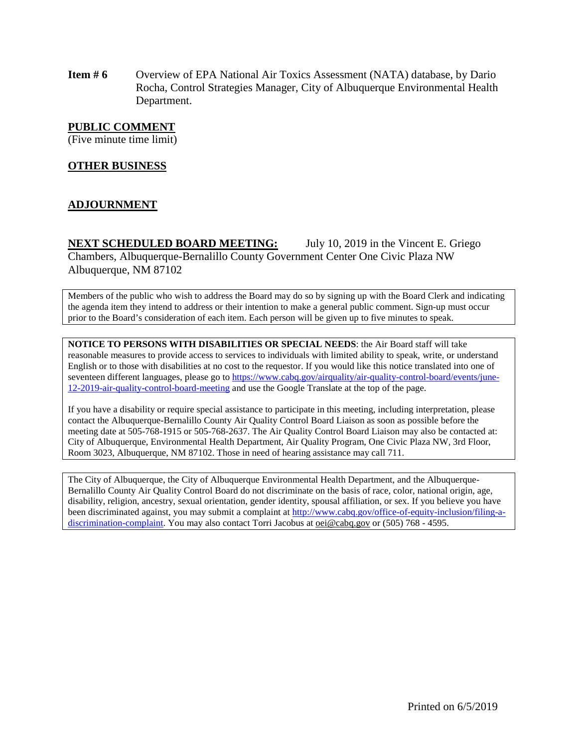**Item # 6** Overview of EPA National Air Toxics Assessment (NATA) database, by Dario Rocha, Control Strategies Manager, City of Albuquerque Environmental Health Department.

**PUBLIC COMMENT**
(Five minute time limit)

**OTHER BUSINESS**

**ADJOURNMENT**

**NEXT SCHEDULED BOARD MEETING:** July 10, 2019 in the Vincent E. Griego Chambers, Albuquerque-Bernalillo County Government Center One Civic Plaza NW Albuquerque, NM 87102

Members of the public who wish to address the Board may do so by signing up with the Board Clerk and indicating the agenda item they intend to address or their intention to make a general public comment. Sign-up must occur prior to the Board's consideration of each item. Each person will be given up to five minutes to speak.

**NOTICE TO PERSONS WITH DISABILITIES OR SPECIAL NEEDS**: the Air Board staff will take reasonable measures to provide access to services to individuals with limited ability to speak, write, or understand English or to those with disabilities at no cost to the requestor. If you would like this notice translated into one of seventeen different languages, please go to https://www.cabq.gov/airquality/air-quality-control-board/events/june-12-2019-air-quality-control-board-meeting and use the Google Translate at the top of the page.

If you have a disability or require special assistance to participate in this meeting, including interpretation, please contact the Albuquerque-Bernalillo County Air Quality Control Board Liaison as soon as possible before the meeting date at 505-768-1915 or 505-768-2637. The Air Quality Control Board Liaison may also be contacted at: City of Albuquerque, Environmental Health Department, Air Quality Program, One Civic Plaza NW, 3rd Floor, Room 3023, Albuquerque, NM 87102. Those in need of hearing assistance may call 711.

The City of Albuquerque, the City of Albuquerque Environmental Health Department, and the Albuquerque-Bernalillo County Air Quality Control Board do not discriminate on the basis of race, color, national origin, age, disability, religion, ancestry, sexual orientation, gender identity, spousal affiliation, or sex. If you believe you have been discriminated against, you may submit a complaint at http://www.cabq.gov/office-of-equity-inclusion/filing-a-discrimination-complaint. You may also contact Torri Jacobus at oei@cabq.gov or (505) 768 - 4595.

Printed on 6/5/2019